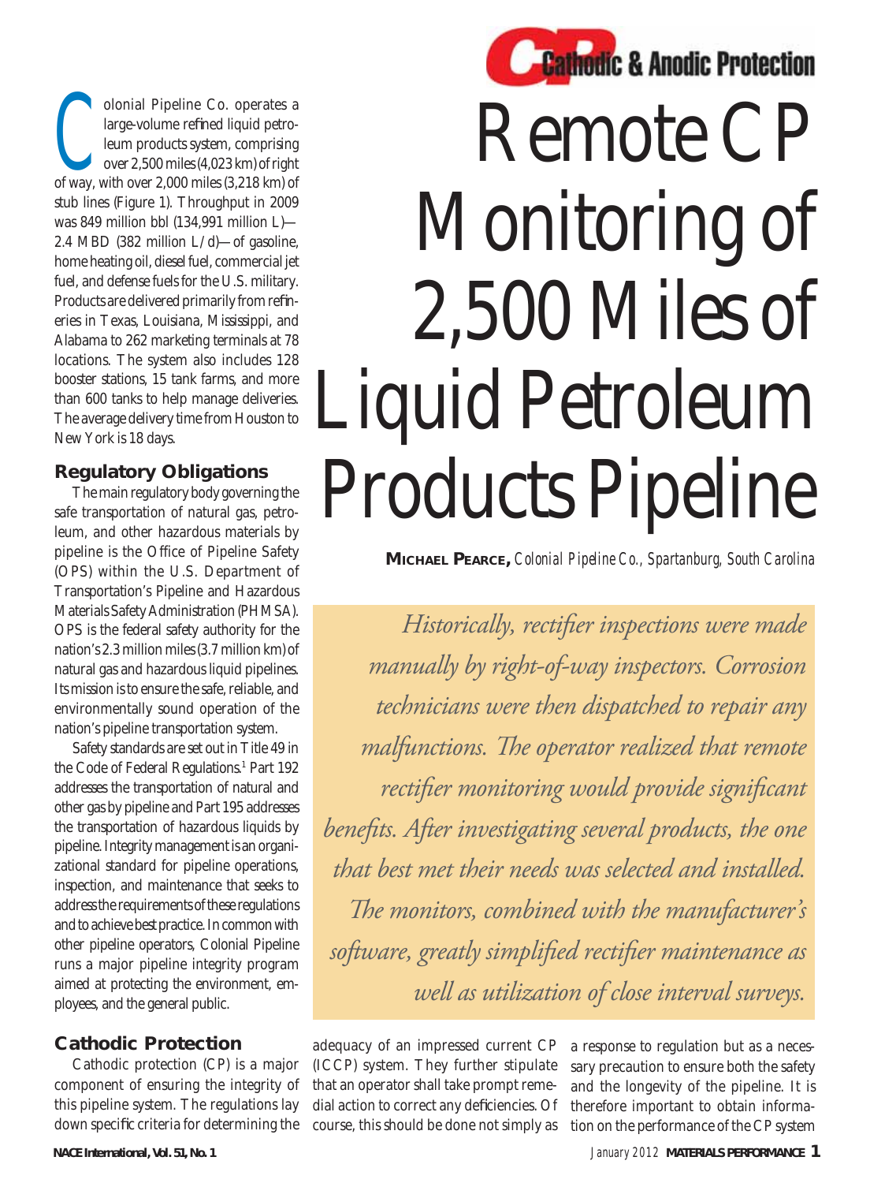Cathodic & Anodic Protection

# Remote CP Monitoring of 2,500 Miles of Liquid Petroleum Products Pipeline

**Michael Pearce,** *Colonial Pipeline Co., Spartanburg, South Carolina*

*Historically, rectifier inspections were made manually by right-of-way inspectors. Corrosion technicians were then dispatched to repair any malfunctions. The operator realized that remote rectifier monitoring would provide significant benefits. After investigating several products, the one that best met their needs was selected and installed. The monitors, combined with the manufacturer's software, greatly simplified rectifier maintenance as well as utilization of close interval surveys.*

Colonial Pipeline Co. operates a large-volume refined liquid petroleum products system, comprising over 2,500 miles (4,023 km) of right of way, with over 2,000 miles (3,218 km) of stub lines (Figure 1). Throughput in 2009 was 849 million bbl (134,991 million L)—2.4 MBD (382 million L/d)—of gasoline, home heating oil, diesel fuel, commercial jet fuel, and defense fuels for the U.S. military. Products are delivered primarily from refineries in Texas, Louisiana, Mississippi, and Alabama to 262 marketing terminals at 78 locations. The system also includes 128 booster stations, 15 tank farms, and more than 600 tanks to help manage deliveries. The average delivery time from Houston to New York is 18 days.

## Regulatory Obligations

The main regulatory body governing the safe transportation of natural gas, petroleum, and other hazardous materials by pipeline is the Office of Pipeline Safety (OPS) within the U.S. Department of Transportation's Pipeline and Hazardous Materials Safety Administration (PHMSA). OPS is the federal safety authority for the nation's 2.3 million miles (3.7 million km) of natural gas and hazardous liquid pipelines. Its mission is to ensure the safe, reliable, and environmentally sound operation of the nation's pipeline transportation system.

Safety standards are set out in Title 49 in the Code of Federal Regulations.[1] Part 192 addresses the transportation of natural and other gas by pipeline and Part 195 addresses the transportation of hazardous liquids by pipeline. Integrity management is an organizational standard for pipeline operations, inspection, and maintenance that seeks to address the requirements of these regulations and to achieve best practice. In common with other pipeline operators, Colonial Pipeline runs a major pipeline integrity program aimed at protecting the environment, employees, and the general public.

## Cathodic Protection

Cathodic protection (CP) is a major component of ensuring the integrity of this pipeline system. The regulations lay down specific criteria for determining the adequacy of an impressed current CP (ICCP) system. They further stipulate that an operator shall take prompt remedial action to correct any deficiencies. Of course, this should be done not simply as a response to regulation but as a necessary precaution to ensure both the safety and the longevity of the pipeline. It is therefore important to obtain information on the performance of the CP system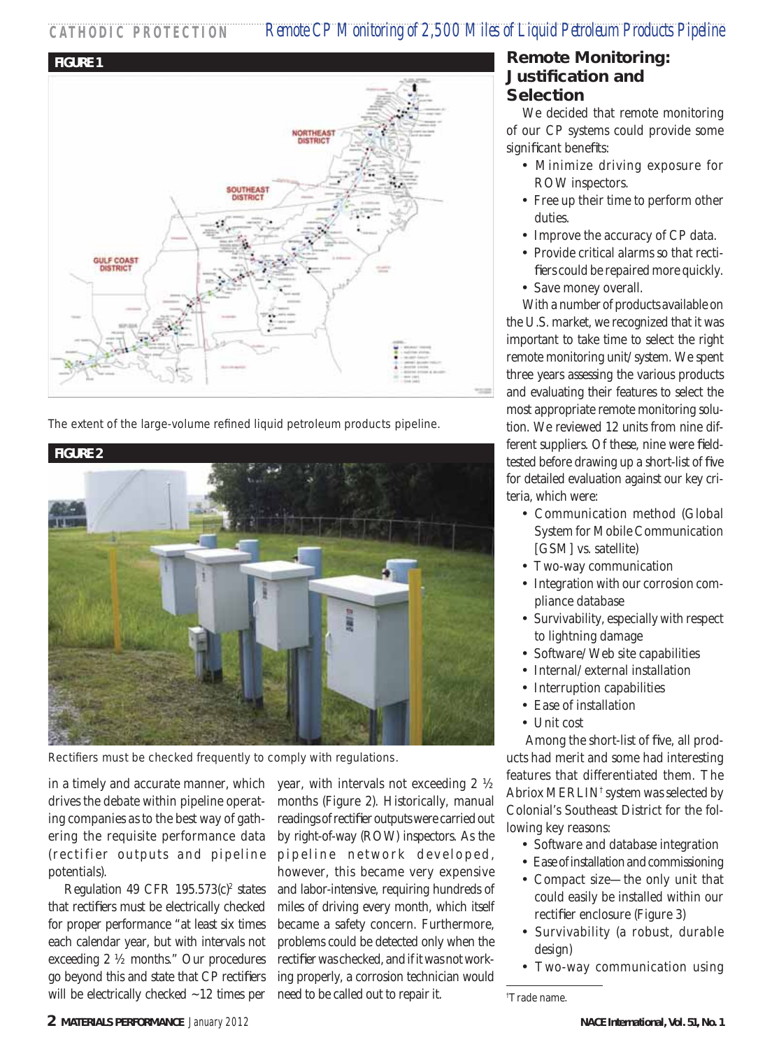**FIGURE 1**

The extent of the large-volume refined liquid petroleum products pipeline.

**FIGURE 2**

Rectifiers must be checked frequently to comply with regulations.

in a timely and accurate manner, which drives the debate within pipeline operating companies as to the best way of gathering the requisite performance data (rectifier outputs and pipeline potentials).

Regulation 49 CFR 195.573(c)[2] states that rectifiers must be electrically checked for proper performance "at least six times each calendar year, but with intervals not exceeding 2 ½ months." Our procedures go beyond this and state that CP rectifiers will be electrically checked ~12 times per year, with intervals not exceeding 2 ½ months (Figure 2). Historically, manual readings of rectifier outputs were carried out by right-of-way (ROW) inspectors. As the pipeline network developed, however, this became very expensive and labor-intensive, requiring hundreds of miles of driving every month, which itself became a safety concern. Furthermore, problems could be detected only when the rectifier was checked, and if it was not working properly, a corrosion technician would need to be called out to repair it.

## Remote Monitoring: Justification and Selection

We decided that remote monitoring of our CP systems could provide some significant benefits:

- Minimize driving exposure for ROW inspectors.
- Free up their time to perform other duties.
- Improve the accuracy of CP data.
- Provide critical alarms so that rectifiers could be repaired more quickly.
- Save money overall.

With a number of products available on the U.S. market, we recognized that it was important to take time to select the right remote monitoring unit/system. We spent three years assessing the various products and evaluating their features to select the most appropriate remote monitoring solution. We reviewed 12 units from nine different suppliers. Of these, nine were field-tested before drawing up a short-list of five for detailed evaluation against our key criteria, which were:

- Communication method (Global System for Mobile Communication [GSM] vs. satellite)
- Two-way communication
- Integration with our corrosion compliance database
- Survivability, especially with respect to lightning damage
- Software/Web site capabilities
- Internal/external installation
- Interruption capabilities
- Ease of installation
- Unit cost

Among the short-list of five, all products had merit and some had interesting features that differentiated them. The Abriox MERLIN† system was selected by Colonial's Southeast District for the following key reasons:

- Software and database integration
- Ease of installation and commissioning
- Compact size—the only unit that could easily be installed within our rectifier enclosure (Figure 3)
- Survivability (a robust, durable design)
- Two-way communication using

†Trade name.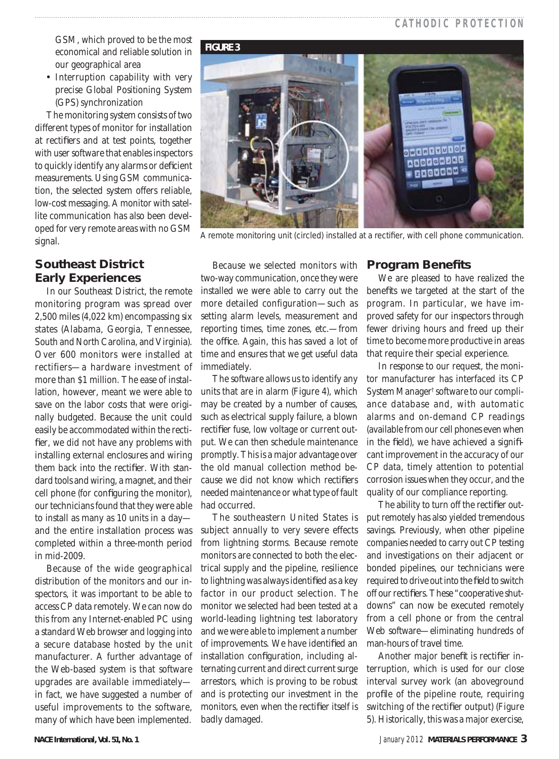GSM, which proved to be the most economical and reliable solution in our geographical area

- Interruption capability with very precise Global Positioning System (GPS) synchronization

The monitoring system consists of two different types of monitor for installation at rectifiers and at test points, together with user software that enables inspectors to quickly identify any alarms or deficient measurements. Using GSM communication, the selected system offers reliable, low-cost messaging. A monitor with satellite communication has also been developed for very remote areas with no GSM signal.

FIGURE 3

A remote monitoring unit (circled) installed at a rectifier, with cell phone communication.

## Southeast District Early Experiences

In our Southeast District, the remote monitoring program was spread over 2,500 miles (4,022 km) encompassing six states (Alabama, Georgia, Tennessee, South and North Carolina, and Virginia). Over 600 monitors were installed at rectifiers—a hardware investment of more than $1 million. The ease of installation, however, meant we were able to save on the labor costs that were originally budgeted. Because the unit could easily be accommodated within the rectifier, we did not have any problems with installing external enclosures and wiring them back into the rectifier. With standard tools and wiring, a magnet, and their cell phone (for configuring the monitor), our technicians found that they were able to install as many as 10 units in a day—and the entire installation process was completed within a three-month period in mid-2009.

Because of the wide geographical distribution of the monitors and our inspectors, it was important to be able to access CP data remotely. We can now do this from any Internet-enabled PC using a standard Web browser and logging into a secure database hosted by the unit manufacturer. A further advantage of the Web-based system is that software upgrades are available immediately—in fact, we have suggested a number of useful improvements to the software, many of which have been implemented.

Because we selected monitors with two-way communication, once they were installed we were able to carry out the more detailed configuration—such as setting alarm levels, measurement and reporting times, time zones, etc.—from the office. Again, this has saved a lot of time and ensures that we get useful data immediately.

The software allows us to identify any units that are in alarm (Figure 4), which may be created by a number of causes, such as electrical supply failure, a blown rectifier fuse, low voltage or current output. We can then schedule maintenance promptly. This is a major advantage over the old manual collection method because we did not know which rectifiers needed maintenance or what type of fault had occurred.

The southeastern United States is subject annually to very severe effects from lightning storms. Because remote monitors are connected to both the electrical supply and the pipeline, resilience to lightning was always identified as a key factor in our product selection. The monitor we selected had been tested at a world-leading lightning test laboratory and we were able to implement a number of improvements. We have identified an installation configuration, including alternating current and direct current surge arrestors, which is proving to be robust and is protecting our investment in the monitors, even when the rectifier itself is badly damaged.

## Program Benefits

We are pleased to have realized the benefits we targeted at the start of the program. In particular, we have improved safety for our inspectors through fewer driving hours and freed up their time to become more productive in areas that require their special experience.

In response to our request, the monitor manufacturer has interfaced its CP System Manager† software to our compliance database and, with automatic alarms and on-demand CP readings (available from our cell phones even when in the field), we have achieved a significant improvement in the accuracy of our CP data, timely attention to potential corrosion issues when they occur, and the quality of our compliance reporting.

The ability to turn off the rectifier output remotely has also yielded tremendous savings. Previously, when other pipeline companies needed to carry out CP testing and investigations on their adjacent or bonded pipelines, our technicians were required to drive out into the field to switch off our rectifiers. These "cooperative shutdowns" can now be executed remotely from a cell phone or from the central Web software—eliminating hundreds of man-hours of travel time.

Another major benefit is rectifier interruption, which is used for our close interval survey work (an aboveground profile of the pipeline route, requiring switching of the rectifier output) (Figure 5). Historically, this was a major exercise,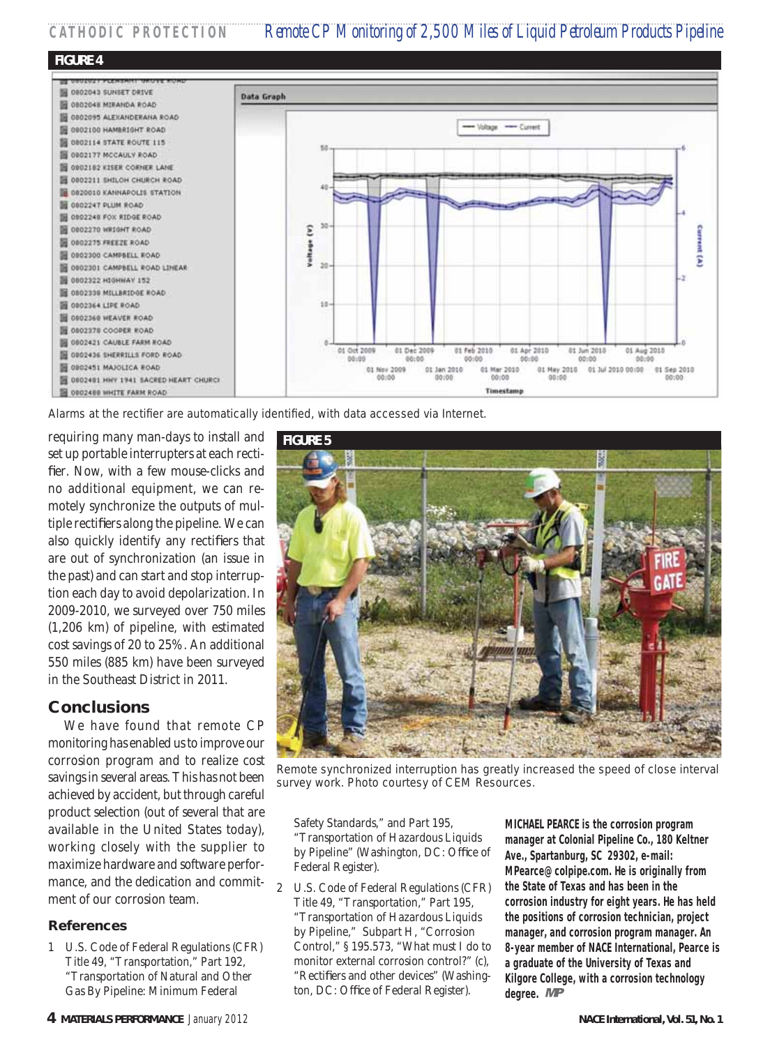**FIGURE 4**

0802043 SUNSET DRIVE
0802048 MIRANDA ROAD
0802095 ALEXANDERANA ROAD
0802100 HAMBRIGHT ROAD
0802114 STATE ROUTE 115
0802177 MCCAULY ROAD
0802182 KISER CORNER LANE
0802211 SHILOH CHURCH ROAD
0820010 KANNAPOLIS STATION
0802247 PLUM ROAD
0802248 FOX RIDGE ROAD
0802270 WRIGHT ROAD
0802275 FREEZE ROAD
0802300 CAMPBELL ROAD
0802301 CAMPBELL ROAD LINEAR
0802322 HIGHWAY 152
0802338 MILLBRIDGE ROAD
0802364 LIPE ROAD
0802368 WEAVER ROAD
0802378 COOPER ROAD
0802421 CAUBLE FARM ROAD
0802436 SHERRILLS FORD ROAD
0802451 MAJOLICA ROAD
0802481 HWY 1941 SACRED HEART CHURCH
0802488 WHITE FARM ROAD

Data Graph

Voltage
Current

Voltage (V)
Current (A)
Timestamp

50
40
30
20
10
0

6
4
2
0

01 Oct 2009 00:00
01 Nov 2009 00:00
01 Dec 2009 00:00
01 Jan 2010 00:00
01 Feb 2010 00:00
01 Mar 2010 00:00
01 Apr 2010 00:00
01 May 2010 00:00
01 Jun 2010 00:00
01 Jul 2010 00:00
01 Aug 2010 00:00
01 Sep 2010 00:00

Alarms at the rectifier are automatically identified, with data accessed via Internet.

requiring many man-days to install and set up portable interrupters at each rectifier. Now, with a few mouse-clicks and no additional equipment, we can remotely synchronize the outputs of multiple rectifiers along the pipeline. We can also quickly identify any rectifiers that are out of synchronization (an issue in the past) and can start and stop interruption each day to avoid depolarization. In 2009-2010, we surveyed over 750 miles (1,206 km) of pipeline, with estimated cost savings of 20 to 25%. An additional 550 miles (885 km) have been surveyed in the Southeast District in 2011.

## Conclusions

We have found that remote CP monitoring has enabled us to improve our corrosion program and to realize cost savings in several areas. This has not been achieved by accident, but through careful product selection (out of several that are available in the United States today), working closely with the supplier to maximize hardware and software performance, and the dedication and commitment of our corrosion team.

**FIGURE 5**

Remote synchronized interruption has greatly increased the speed of close interval survey work. Photo courtesy of CEM Resources.

### References

1. U.S. Code of Federal Regulations (CFR) Title 49, "Transportation," Part 192, "Transportation of Natural and Other Gas By Pipeline: Minimum Federal Safety Standards," and Part 195, "Transportation of Hazardous Liquids by Pipeline" (Washington, DC: Office of Federal Register).
2. U.S. Code of Federal Regulations (CFR) Title 49, "Transportation," Part 195, "Transportation of Hazardous Liquids by Pipeline," Subpart H, "Corrosion Control," § 195.573, "What must I do to monitor external corrosion control?" (c), "Rectifiers and other devices" (Washington, DC: Office of Federal Register).

**MICHAEL PEARCE is the corrosion program manager at Colonial Pipeline Co., 180 Keltner Ave., Spartanburg, SC 29302, e-mail: MPearce@colpipe.com. He is originally from the State of Texas and has been in the corrosion industry for eight years. He has held the positions of corrosion technician, project manager, and corrosion program manager. An 8-year member of NACE International, Pearce is a graduate of the University of Texas and Kilgore College, with a corrosion technology degree.** *MP*